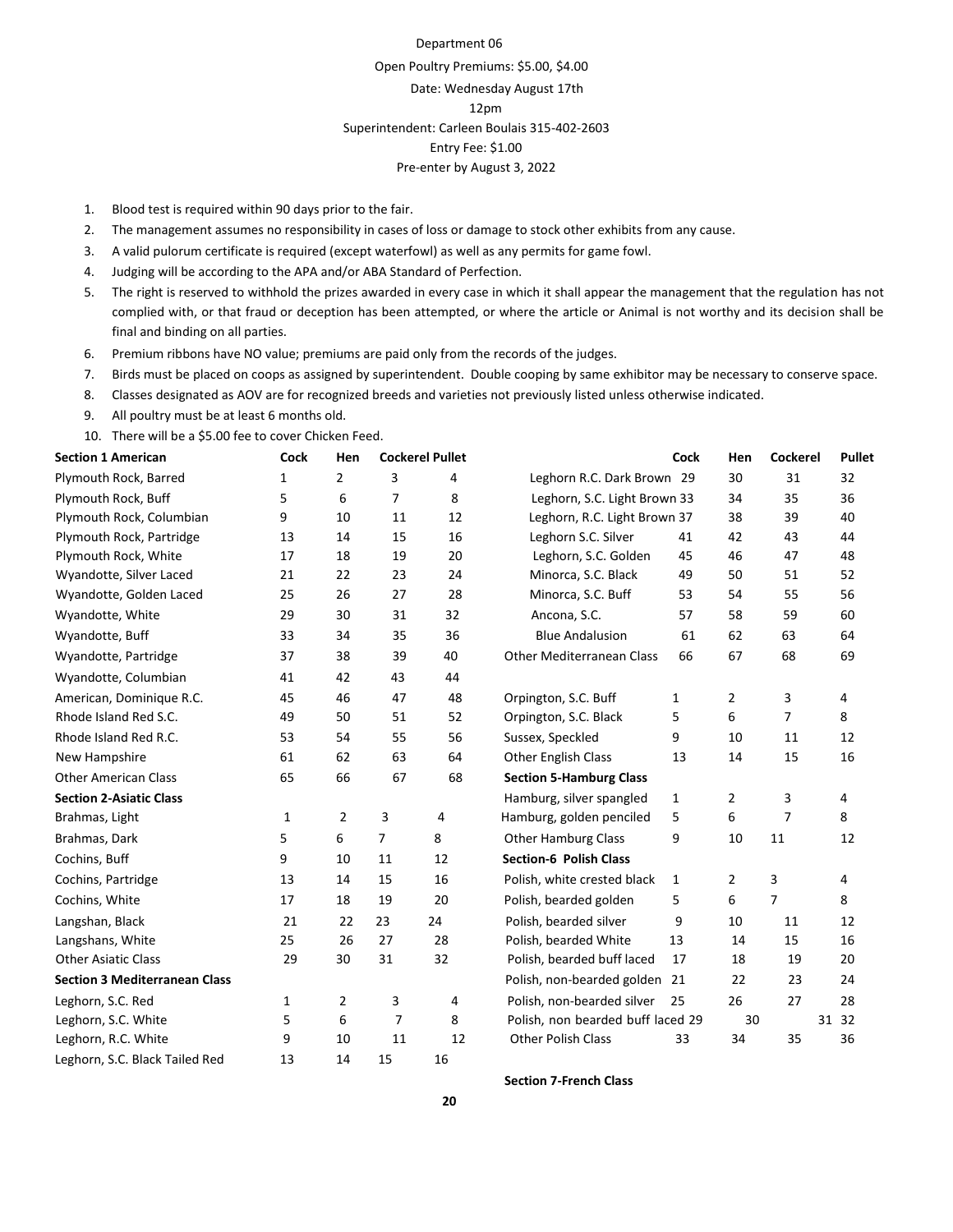Department 06

Open Poultry Premiums: $5.00, $4.00

Date: Wednesday August 17th

12pm

Superintendent: Carleen Boulais 315-402-2603

Entry Fee: $1.00

Pre-enter by August 3, 2022

1. Blood test is required within 90 days prior to the fair.
2. The management assumes no responsibility in cases of loss or damage to stock other exhibits from any cause.
3. A valid pulorum certificate is required (except waterfowl) as well as any permits for game fowl.
4. Judging will be according to the APA and/or ABA Standard of Perfection.
5. The right is reserved to withhold the prizes awarded in every case in which it shall appear the management that the regulation has not complied with, or that fraud or deception has been attempted, or where the article or Animal is not worthy and its decision shall be final and binding on all parties.
6. Premium ribbons have NO value; premiums are paid only from the records of the judges.
7. Birds must be placed on coops as assigned by superintendent. Double cooping by same exhibitor may be necessary to conserve space.
8. Classes designated as AOV are for recognized breeds and varieties not previously listed unless otherwise indicated.
9. All poultry must be at least 6 months old.
10. There will be a $5.00 fee to cover Chicken Feed.

| **Section 1 American** | **Cock** | **Hen** | **Cockerel** | **Pullet** |
|---|---|---|---|---|
| Plymouth Rock, Barred | 1 | 2 | 3 | 4 |
| Plymouth Rock, Buff | 5 | 6 | 7 | 8 |
| Plymouth Rock, Columbian | 9 | 10 | 11 | 12 |
| Plymouth Rock, Partridge | 13 | 14 | 15 | 16 |
| Plymouth Rock, White | 17 | 18 | 19 | 20 |
| Wyandotte, Silver Laced | 21 | 22 | 23 | 24 |
| Wyandotte, Golden Laced | 25 | 26 | 27 | 28 |
| Wyandotte, White | 29 | 30 | 31 | 32 |
| Wyandotte, Buff | 33 | 34 | 35 | 36 |
| Wyandotte, Partridge | 37 | 38 | 39 | 40 |
| Wyandotte, Columbian | 41 | 42 | 43 | 44 |
| American, Dominique R.C. | 45 | 46 | 47 | 48 |
| Rhode Island Red S.C. | 49 | 50 | 51 | 52 |
| Rhode Island Red R.C. | 53 | 54 | 55 | 56 |
| New Hampshire | 61 | 62 | 63 | 64 |
| Other American Class | 65 | 66 | 67 | 68 |
| **Section 2-Asiatic Class** | | | | |
| Brahmas, Light | 1 | 2 | 3 | 4 |
| Brahmas, Dark | 5 | 6 | 7 | 8 |
| Cochins, Buff | 9 | 10 | 11 | 12 |
| Cochins, Partridge | 13 | 14 | 15 | 16 |
| Cochins, White | 17 | 18 | 19 | 20 |
| Langshan, Black | 21 | 22 | 23 | 24 |
| Langshans, White | 25 | 26 | 27 | 28 |
| Other Asiatic Class | 29 | 30 | 31 | 32 |
| **Section 3 Mediterranean Class** | | | | |
| Leghorn, S.C. Red | 1 | 2 | 3 | 4 |
| Leghorn, S.C. White | 5 | 6 | 7 | 8 |
| Leghorn, R.C. White | 9 | 10 | 11 | 12 |
| Leghorn, S.C. Black Tailed Red | 13 | 14 | 15 | 16 |
| Leghorn R.C. Dark Brown | 29 | 30 | 31 | 32 |
| Leghorn, S.C. Light Brown | 33 | 34 | 35 | 36 |
| Leghorn, R.C. Light Brown | 37 | 38 | 39 | 40 |
| Leghorn S.C. Silver | 41 | 42 | 43 | 44 |
| Leghorn, S.C. Golden | 45 | 46 | 47 | 48 |
| Minorca, S.C. Black | 49 | 50 | 51 | 52 |
| Minorca, S.C. Buff | 53 | 54 | 55 | 56 |
| Ancona, S.C. | 57 | 58 | 59 | 60 |
| Blue Andalusion | 61 | 62 | 63 | 64 |
| Other Mediterranean Class | 66 | 67 | 68 | 69 |
| | | | | |
| Orpington, S.C. Buff | 1 | 2 | 3 | 4 |
| Orpington, S.C. Black | 5 | 6 | 7 | 8 |
| Sussex, Speckled | 9 | 10 | 11 | 12 |
| Other English Class | 13 | 14 | 15 | 16 |
| **Section 5-Hamburg Class** | | | | |
| Hamburg, silver spangled | 1 | 2 | 3 | 4 |
| Hamburg, golden penciled | 5 | 6 | 7 | 8 |
| Other Hamburg Class | 9 | 10 | 11 | 12 |
| **Section-6 Polish Class** | | | | |
| Polish, white crested black | 1 | 2 | 3 | 4 |
| Polish, bearded golden | 5 | 6 | 7 | 8 |
| Polish, bearded silver | 9 | 10 | 11 | 12 |
| Polish, bearded White | 13 | 14 | 15 | 16 |
| Polish, bearded buff laced | 17 | 18 | 19 | 20 |
| Polish, non-bearded golden | 21 | 22 | 23 | 24 |
| Polish, non-bearded silver | 25 | 26 | 27 | 28 |
| Polish, non bearded buff laced | 29 | 30 | 31 | 32 |
| Other Polish Class | 33 | 34 | 35 | 36 |

**Section 7-French Class**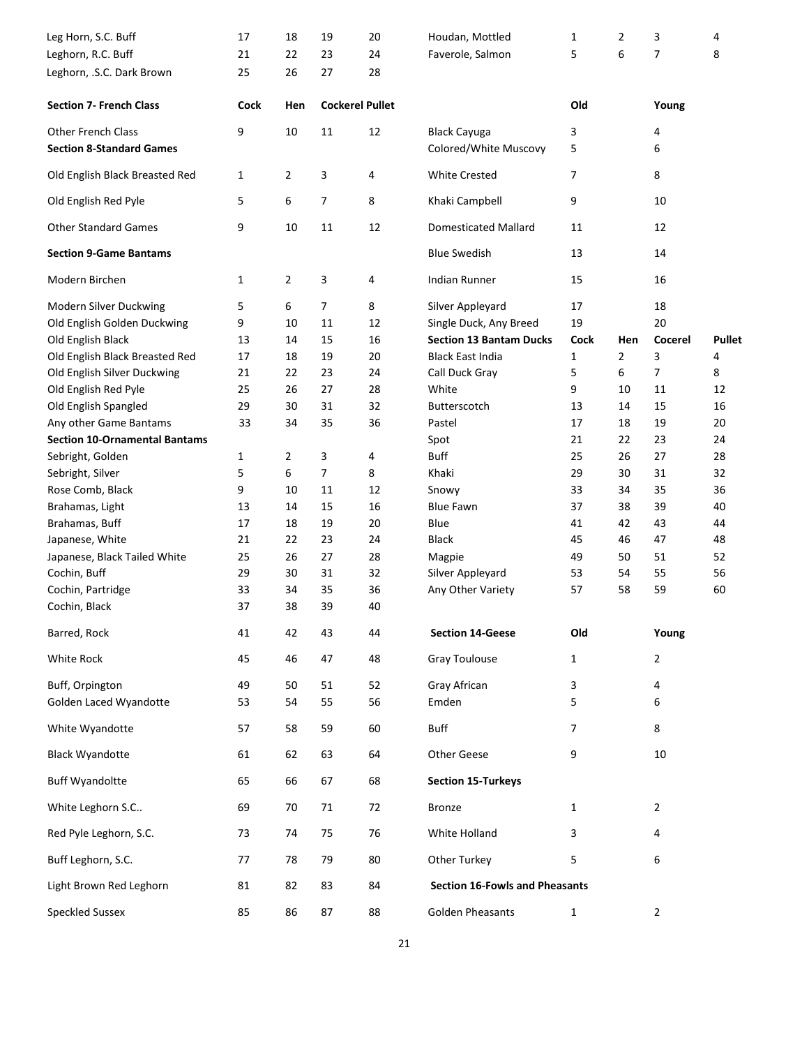| | | | | |
|---|---|---|---|---|
| Leg Horn, S.C. Buff | 17 | 18 | 19 | 20 |
| Leghorn, R.C. Buff | 21 | 22 | 23 | 24 |
| Leghorn, .S.C. Dark Brown | 25 | 26 | 27 | 28 |
| **Section 7- French Class** | **Cock** | **Hen** | **Cockerel** | **Pullet** |
| Houdan, Mottled | 1 | 2 | 3 | 4 |
| Faverole, Salmon | 5 | 6 | 7 | 8 |
| Other French Class | 9 | 10 | 11 | 12 |
| **Section 8-Standard Games** | | | | |
| Old English Black Breasted Red | 1 | 2 | 3 | 4 |
| Old English Red Pyle | 5 | 6 | 7 | 8 |
| Other Standard Games | 9 | 10 | 11 | 12 |
| **Section 9-Game Bantams** | | | | |
| Modern Birchen | 1 | 2 | 3 | 4 |
| Modern Silver Duckwing | 5 | 6 | 7 | 8 |
| Old English Golden Duckwing | 9 | 10 | 11 | 12 |
| Old English Black | 13 | 14 | 15 | 16 |
| Old English Black Breasted Red | 17 | 18 | 19 | 20 |
| Old English Silver Duckwing | 21 | 22 | 23 | 24 |
| Old English Red Pyle | 25 | 26 | 27 | 28 |
| Old English Spangled | 29 | 30 | 31 | 32 |
| Any other Game Bantams | 33 | 34 | 35 | 36 |
| **Section 10-Ornamental Bantams** | | | | |
| Sebright, Golden | 1 | 2 | 3 | 4 |
| Sebright, Silver | 5 | 6 | 7 | 8 |
| Rose Comb, Black | 9 | 10 | 11 | 12 |
| Brahamas, Light | 13 | 14 | 15 | 16 |
| Brahamas, Buff | 17 | 18 | 19 | 20 |
| Japanese, White | 21 | 22 | 23 | 24 |
| Japanese, Black Tailed White | 25 | 26 | 27 | 28 |
| Cochin, Buff | 29 | 30 | 31 | 32 |
| Cochin, Partridge | 33 | 34 | 35 | 36 |
| Cochin, Black | 37 | 38 | 39 | 40 |
| Barred, Rock | 41 | 42 | 43 | 44 |
| White Rock | 45 | 46 | 47 | 48 |
| Buff, Orpington | 49 | 50 | 51 | 52 |
| Golden Laced Wyandotte | 53 | 54 | 55 | 56 |
| White Wyandotte | 57 | 58 | 59 | 60 |
| Black Wyandotte | 61 | 62 | 63 | 64 |
| Buff Wyandoltte | 65 | 66 | 67 | 68 |
| White Leghorn S.C.. | 69 | 70 | 71 | 72 |
| Red Pyle Leghorn, S.C. | 73 | 74 | 75 | 76 |
| Buff Leghorn, S.C. | 77 | 78 | 79 | 80 |
| Light Brown Red Leghorn | 81 | 82 | 83 | 84 |
| Speckled Sussex | 85 | 86 | 87 | 88 |

| | **Old** | **Young** |
|---|---|---|
| Black Cayuga | 3 | 4 |
| Colored/White Muscovy | 5 | 6 |
| White Crested | 7 | 8 |
| Khaki Campbell | 9 | 10 |
| Domesticated Mallard | 11 | 12 |
| Blue Swedish | 13 | 14 |
| Indian Runner | 15 | 16 |
| Silver Appleyard | 17 | 18 |
| Single Duck, Any Breed | 19 | 20 |

| **Section 13 Bantam Ducks** | **Cock** | **Hen** | **Cocerel** | **Pullet** |
|---|---|---|---|---|
| Black East India | 1 | 2 | 3 | 4 |
| Call Duck Gray | 5 | 6 | 7 | 8 |
| White | 9 | 10 | 11 | 12 |
| Butterscotch | 13 | 14 | 15 | 16 |
| Pastel | 17 | 18 | 19 | 20 |
| Spot | 21 | 22 | 23 | 24 |
| Buff | 25 | 26 | 27 | 28 |
| Khaki | 29 | 30 | 31 | 32 |
| Snowy | 33 | 34 | 35 | 36 |
| Blue Fawn | 37 | 38 | 39 | 40 |
| Blue | 41 | 42 | 43 | 44 |
| Black | 45 | 46 | 47 | 48 |
| Magpie | 49 | 50 | 51 | 52 |
| Silver Appleyard | 53 | 54 | 55 | 56 |
| Any Other Variety | 57 | 58 | 59 | 60 |

| **Section 14-Geese** | **Old** | **Young** |
|---|---|---|
| Gray Toulouse | 1 | 2 |
| Gray African | 3 | 4 |
| Emden | 5 | 6 |
| Buff | 7 | 8 |
| Other Geese | 9 | 10 |
| **Section 15-Turkeys** | | |
| Bronze | 1 | 2 |
| White Holland | 3 | 4 |
| Other Turkey | 5 | 6 |
| **Section 16-Fowls and Pheasants** | | |
| Golden Pheasants | 1 | 2 |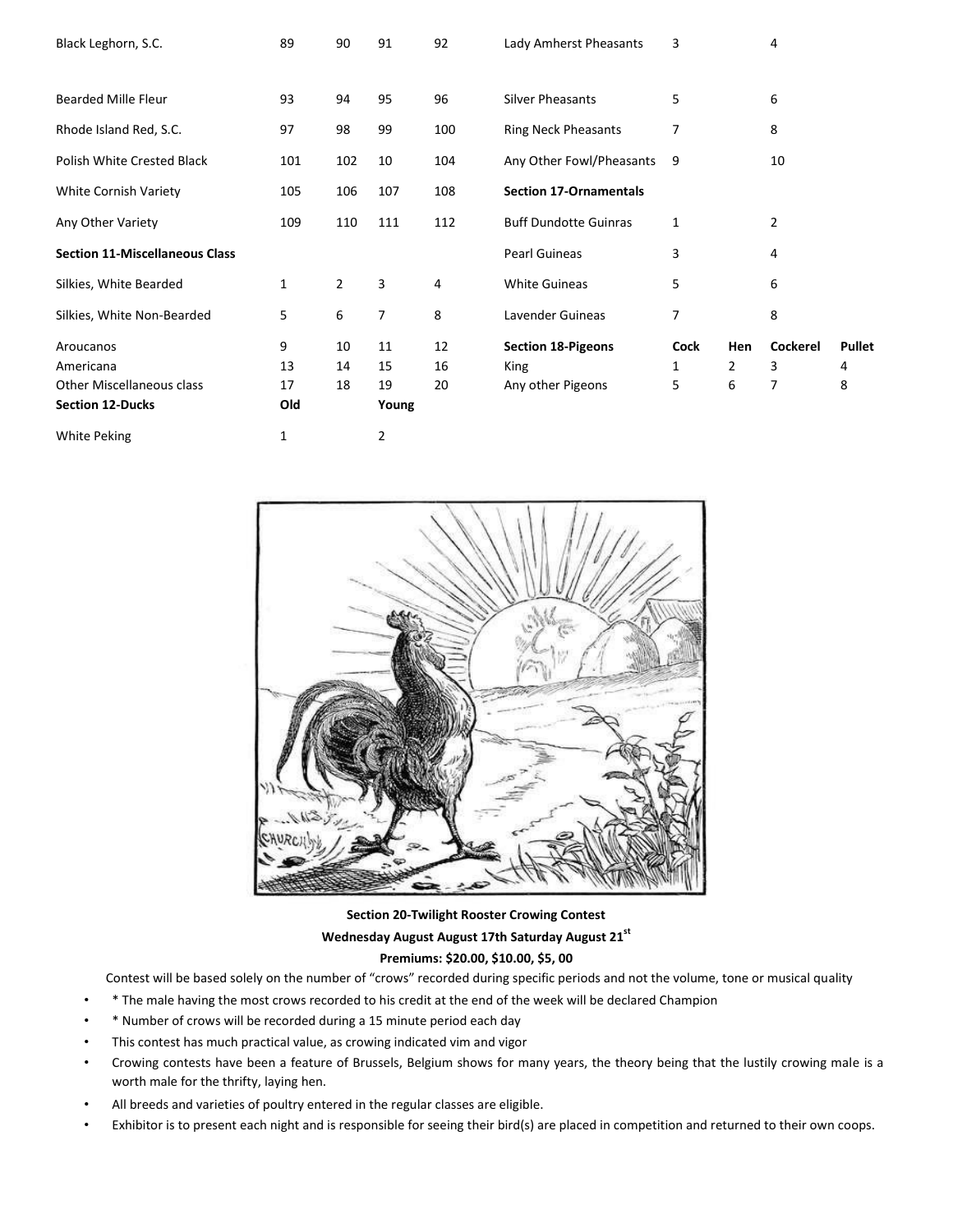| | | | | |
|---|---|---|---|---|
| Black Leghorn, S.C. | 89 | 90 | 91 | 92 |
| Bearded Mille Fleur | 93 | 94 | 95 | 96 |
| Rhode Island Red, S.C. | 97 | 98 | 99 | 100 |
| Polish White Crested Black | 101 | 102 | 10 | 104 |
| White Cornish Variety | 105 | 106 | 107 | 108 |
| Any Other Variety | 109 | 110 | 111 | 112 |
| **Section 11-Miscellaneous Class** | | | | |
| Silkies, White Bearded | 1 | 2 | 3 | 4 |
| Silkies, White Non-Bearded | 5 | 6 | 7 | 8 |
| Aroucanos | 9 | 10 | 11 | 12 |
| Americana | 13 | 14 | 15 | 16 |
| Other Miscellaneous class | 17 | 18 | 19 | 20 |
| **Section 12-Ducks** | **Old** | | **Young** | |
| White Peking | 1 | | 2 | |

| | | | | |
|---|---|---|---|---|
| Lady Amherst Pheasants | 3 | | 4 | |
| Silver Pheasants | 5 | | 6 | |
| Ring Neck Pheasants | 7 | | 8 | |
| Any Other Fowl/Pheasants | 9 | | 10 | |
| **Section 17-Ornamentals** | | | | |
| Buff Dundotte Guinras | 1 | | 2 | |
| Pearl Guineas | 3 | | 4 | |
| White Guineas | 5 | | 6 | |
| Lavender Guineas | 7 | | 8 | |
| **Section 18-Pigeons** | **Cock** | **Hen** | **Cockerel** | **Pullet** |
| King | 1 | 2 | 3 | 4 |
| Any other Pigeons | 5 | 6 | 7 | 8 |

**Section 20-Twilight Rooster Crowing Contest**

**Wednesday August August 17th Saturday August 21st**

**Premiums: $20.00, $10.00, $5, 00**

Contest will be based solely on the number of "crows" recorded during specific periods and not the volume, tone or musical quality

- * The male having the most crows recorded to his credit at the end of the week will be declared Champion
- * Number of crows will be recorded during a 15 minute period each day
- This contest has much practical value, as crowing indicated vim and vigor
- Crowing contests have been a feature of Brussels, Belgium shows for many years, the theory being that the lustily crowing male is a worth male for the thrifty, laying hen.
- All breeds and varieties of poultry entered in the regular classes are eligible.
- Exhibitor is to present each night and is responsible for seeing their bird(s) are placed in competition and returned to their own coops.